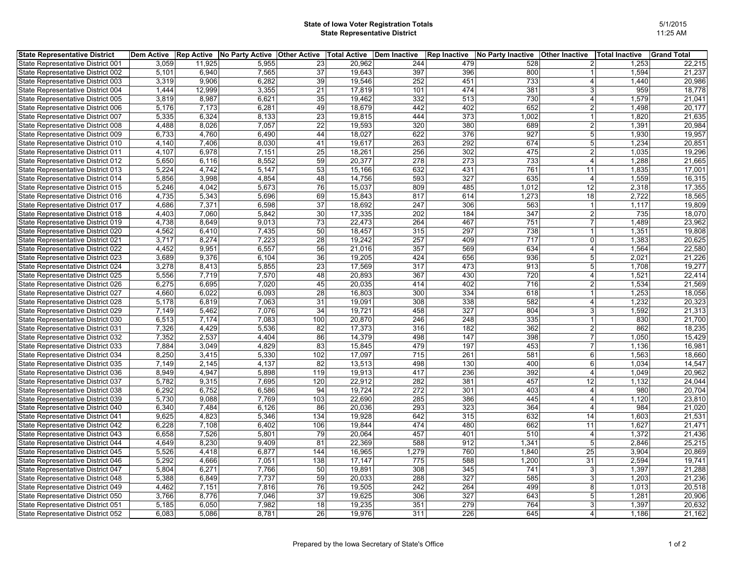**State of Iowa Voter Registration Totals**
**State Representative District**

5/1/2015
11:25 AM

| State Representative District | Dem Active | Rep Active | No Party Active | Other Active | Total Active | Dem Inactive | Rep Inactive | No Party Inactive | Other Inactive | Total Inactive | Grand Total |
|---|---|---|---|---|---|---|---|---|---|---|---|
| State Representative District 001 | 3,059 | 11,925 | 5,955 | 23 | 20,962 | 244 | 479 | 528 | 2 | 1,253 | 22,215 |
| State Representative District 002 | 5,101 | 6,940 | 7,565 | 37 | 19,643 | 397 | 396 | 800 | 1 | 1,594 | 21,237 |
| State Representative District 003 | 3,319 | 9,906 | 6,282 | 39 | 19,546 | 252 | 451 | 733 | 4 | 1,440 | 20,986 |
| State Representative District 004 | 1,444 | 12,999 | 3,355 | 21 | 17,819 | 101 | 474 | 381 | 3 | 959 | 18,778 |
| State Representative District 005 | 3,819 | 8,987 | 6,621 | 35 | 19,462 | 332 | 513 | 730 | 4 | 1,579 | 21,041 |
| State Representative District 006 | 5,176 | 7,173 | 6,281 | 49 | 18,679 | 442 | 402 | 652 | 2 | 1,498 | 20,177 |
| State Representative District 007 | 5,335 | 6,324 | 8,133 | 23 | 19,815 | 444 | 373 | 1,002 | 1 | 1,820 | 21,635 |
| State Representative District 008 | 4,488 | 8,026 | 7,057 | 22 | 19,593 | 320 | 380 | 689 | 2 | 1,391 | 20,984 |
| State Representative District 009 | 6,733 | 4,760 | 6,490 | 44 | 18,027 | 622 | 376 | 927 | 5 | 1,930 | 19,957 |
| State Representative District 010 | 4,140 | 7,406 | 8,030 | 41 | 19,617 | 263 | 292 | 674 | 5 | 1,234 | 20,851 |
| State Representative District 011 | 4,107 | 6,978 | 7,151 | 25 | 18,261 | 256 | 302 | 475 | 2 | 1,035 | 19,296 |
| State Representative District 012 | 5,650 | 6,116 | 8,552 | 59 | 20,377 | 278 | 273 | 733 | 4 | 1,288 | 21,665 |
| State Representative District 013 | 5,224 | 4,742 | 5,147 | 53 | 15,166 | 632 | 431 | 761 | 11 | 1,835 | 17,001 |
| State Representative District 014 | 5,856 | 3,998 | 4,854 | 48 | 14,756 | 593 | 327 | 635 | 4 | 1,559 | 16,315 |
| State Representative District 015 | 5,246 | 4,042 | 5,673 | 76 | 15,037 | 809 | 485 | 1,012 | 12 | 2,318 | 17,355 |
| State Representative District 016 | 4,735 | 5,343 | 5,696 | 69 | 15,843 | 817 | 614 | 1,273 | 18 | 2,722 | 18,565 |
| State Representative District 017 | 4,686 | 7,371 | 6,598 | 37 | 18,692 | 247 | 306 | 563 | 1 | 1,117 | 19,809 |
| State Representative District 018 | 4,403 | 7,060 | 5,842 | 30 | 17,335 | 202 | 184 | 347 | 2 | 735 | 18,070 |
| State Representative District 019 | 4,738 | 8,649 | 9,013 | 73 | 22,473 | 264 | 467 | 751 | 7 | 1,489 | 23,962 |
| State Representative District 020 | 4,562 | 6,410 | 7,435 | 50 | 18,457 | 315 | 297 | 738 | 1 | 1,351 | 19,808 |
| State Representative District 021 | 3,717 | 8,274 | 7,223 | 28 | 19,242 | 257 | 409 | 717 | 0 | 1,383 | 20,625 |
| State Representative District 022 | 4,452 | 9,951 | 6,557 | 56 | 21,016 | 357 | 569 | 634 | 4 | 1,564 | 22,580 |
| State Representative District 023 | 3,689 | 9,376 | 6,104 | 36 | 19,205 | 424 | 656 | 936 | 5 | 2,021 | 21,226 |
| State Representative District 024 | 3,278 | 8,413 | 5,855 | 23 | 17,569 | 317 | 473 | 913 | 5 | 1,708 | 19,277 |
| State Representative District 025 | 5,556 | 7,719 | 7,570 | 48 | 20,893 | 367 | 430 | 720 | 4 | 1,521 | 22,414 |
| State Representative District 026 | 6,275 | 6,695 | 7,020 | 45 | 20,035 | 414 | 402 | 716 | 2 | 1,534 | 21,569 |
| State Representative District 027 | 4,660 | 6,022 | 6,093 | 28 | 16,803 | 300 | 334 | 618 | 1 | 1,253 | 18,056 |
| State Representative District 028 | 5,178 | 6,819 | 7,063 | 31 | 19,091 | 308 | 338 | 582 | 4 | 1,232 | 20,323 |
| State Representative District 029 | 7,149 | 5,462 | 7,076 | 34 | 19,721 | 458 | 327 | 804 | 3 | 1,592 | 21,313 |
| State Representative District 030 | 6,513 | 7,174 | 7,083 | 100 | 20,870 | 246 | 248 | 335 | 1 | 830 | 21,700 |
| State Representative District 031 | 7,326 | 4,429 | 5,536 | 82 | 17,373 | 316 | 182 | 362 | 2 | 862 | 18,235 |
| State Representative District 032 | 7,352 | 2,537 | 4,404 | 86 | 14,379 | 498 | 147 | 398 | 7 | 1,050 | 15,429 |
| State Representative District 033 | 7,884 | 3,049 | 4,829 | 83 | 15,845 | 479 | 197 | 453 | 7 | 1,136 | 16,981 |
| State Representative District 034 | 8,250 | 3,415 | 5,330 | 102 | 17,097 | 715 | 261 | 581 | 6 | 1,563 | 18,660 |
| State Representative District 035 | 7,149 | 2,145 | 4,137 | 82 | 13,513 | 498 | 130 | 400 | 6 | 1,034 | 14,547 |
| State Representative District 036 | 8,949 | 4,947 | 5,898 | 119 | 19,913 | 417 | 236 | 392 | 4 | 1,049 | 20,962 |
| State Representative District 037 | 5,782 | 9,315 | 7,695 | 120 | 22,912 | 282 | 381 | 457 | 12 | 1,132 | 24,044 |
| State Representative District 038 | 6,292 | 6,752 | 6,586 | 94 | 19,724 | 272 | 301 | 403 | 4 | 980 | 20,704 |
| State Representative District 039 | 5,730 | 9,088 | 7,769 | 103 | 22,690 | 285 | 386 | 445 | 4 | 1,120 | 23,810 |
| State Representative District 040 | 6,340 | 7,484 | 6,126 | 86 | 20,036 | 293 | 323 | 364 | 4 | 984 | 21,020 |
| State Representative District 041 | 9,625 | 4,823 | 5,346 | 134 | 19,928 | 642 | 315 | 632 | 14 | 1,603 | 21,531 |
| State Representative District 042 | 6,228 | 7,108 | 6,402 | 106 | 19,844 | 474 | 480 | 662 | 11 | 1,627 | 21,471 |
| State Representative District 043 | 6,658 | 7,526 | 5,801 | 79 | 20,064 | 457 | 401 | 510 | 4 | 1,372 | 21,436 |
| State Representative District 044 | 4,649 | 8,230 | 9,409 | 81 | 22,369 | 588 | 912 | 1,341 | 5 | 2,846 | 25,215 |
| State Representative District 045 | 5,526 | 4,418 | 6,877 | 144 | 16,965 | 1,279 | 760 | 1,840 | 25 | 3,904 | 20,869 |
| State Representative District 046 | 5,292 | 4,666 | 7,051 | 138 | 17,147 | 775 | 588 | 1,200 | 31 | 2,594 | 19,741 |
| State Representative District 047 | 5,804 | 6,271 | 7,766 | 50 | 19,891 | 308 | 345 | 741 | 3 | 1,397 | 21,288 |
| State Representative District 048 | 5,388 | 6,849 | 7,737 | 59 | 20,033 | 288 | 327 | 585 | 3 | 1,203 | 21,236 |
| State Representative District 049 | 4,462 | 7,151 | 7,816 | 76 | 19,505 | 242 | 264 | 499 | 8 | 1,013 | 20,518 |
| State Representative District 050 | 3,766 | 8,776 | 7,046 | 37 | 19,625 | 306 | 327 | 643 | 5 | 1,281 | 20,906 |
| State Representative District 051 | 5,185 | 6,050 | 7,982 | 18 | 19,235 | 351 | 279 | 764 | 3 | 1,397 | 20,632 |
| State Representative District 052 | 6,083 | 5,086 | 8,781 | 26 | 19,976 | 311 | 226 | 645 | 4 | 1,186 | 21,162 |

Prepared by the Iowa Secretary of State's Office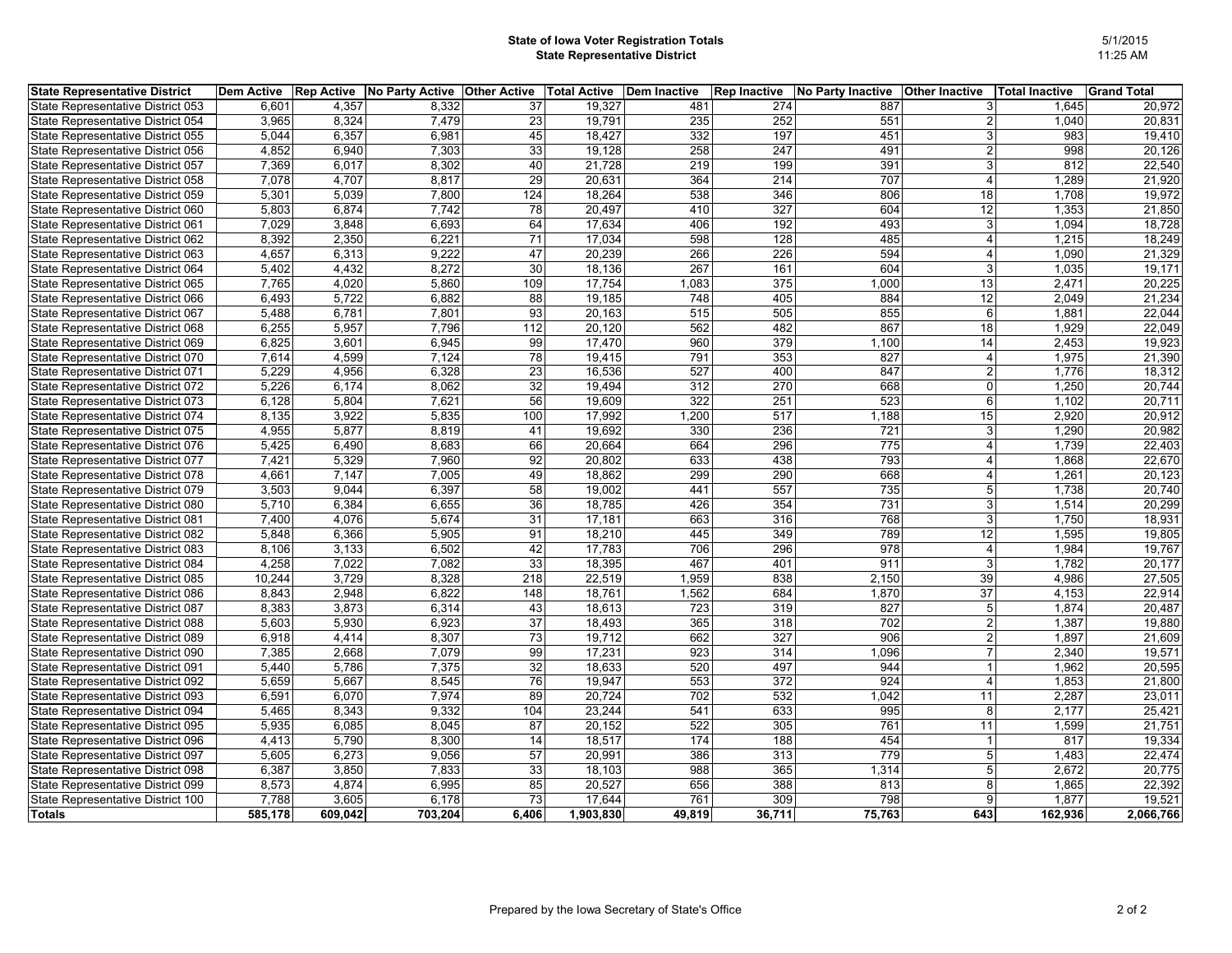**State of Iowa Voter Registration Totals**
**State Representative District**

5/1/2015
11:25 AM

| State Representative District | Dem Active | Rep Active | No Party Active | Other Active | Total Active | Dem Inactive | Rep Inactive | No Party Inactive | Other Inactive | Total Inactive | Grand Total |
|---|---|---|---|---|---|---|---|---|---|---|---|
| State Representative District 053 | 6,601 | 4,357 | 8,332 | 37 | 19,327 | 481 | 274 | 887 | 3 | 1,645 | 20,972 |
| State Representative District 054 | 3,965 | 8,324 | 7,479 | 23 | 19,791 | 235 | 252 | 551 | 2 | 1,040 | 20,831 |
| State Representative District 055 | 5,044 | 6,357 | 6,981 | 45 | 18,427 | 332 | 197 | 451 | 3 | 983 | 19,410 |
| State Representative District 056 | 4,852 | 6,940 | 7,303 | 33 | 19,128 | 258 | 247 | 491 | 2 | 998 | 20,126 |
| State Representative District 057 | 7,369 | 6,017 | 8,302 | 40 | 21,728 | 219 | 199 | 391 | 3 | 812 | 22,540 |
| State Representative District 058 | 7,078 | 4,707 | 8,817 | 29 | 20,631 | 364 | 214 | 707 | 4 | 1,289 | 21,920 |
| State Representative District 059 | 5,301 | 5,039 | 7,800 | 124 | 18,264 | 538 | 346 | 806 | 18 | 1,708 | 19,972 |
| State Representative District 060 | 5,803 | 6,874 | 7,742 | 78 | 20,497 | 410 | 327 | 604 | 12 | 1,353 | 21,850 |
| State Representative District 061 | 7,029 | 3,848 | 6,693 | 64 | 17,634 | 406 | 192 | 493 | 3 | 1,094 | 18,728 |
| State Representative District 062 | 8,392 | 2,350 | 6,221 | 71 | 17,034 | 598 | 128 | 485 | 4 | 1,215 | 18,249 |
| State Representative District 063 | 4,657 | 6,313 | 9,222 | 47 | 20,239 | 266 | 226 | 594 | 4 | 1,090 | 21,329 |
| State Representative District 064 | 5,402 | 4,432 | 8,272 | 30 | 18,136 | 267 | 161 | 604 | 3 | 1,035 | 19,171 |
| State Representative District 065 | 7,765 | 4,020 | 5,860 | 109 | 17,754 | 1,083 | 375 | 1,000 | 13 | 2,471 | 20,225 |
| State Representative District 066 | 6,493 | 5,722 | 6,882 | 88 | 19,185 | 748 | 405 | 884 | 12 | 2,049 | 21,234 |
| State Representative District 067 | 5,488 | 6,781 | 7,801 | 93 | 20,163 | 515 | 505 | 855 | 6 | 1,881 | 22,044 |
| State Representative District 068 | 6,255 | 5,957 | 7,796 | 112 | 20,120 | 562 | 482 | 867 | 18 | 1,929 | 22,049 |
| State Representative District 069 | 6,825 | 3,601 | 6,945 | 99 | 17,470 | 960 | 379 | 1,100 | 14 | 2,453 | 19,923 |
| State Representative District 070 | 7,614 | 4,599 | 7,124 | 78 | 19,415 | 791 | 353 | 827 | 4 | 1,975 | 21,390 |
| State Representative District 071 | 5,229 | 4,956 | 6,328 | 23 | 16,536 | 527 | 400 | 847 | 2 | 1,776 | 18,312 |
| State Representative District 072 | 5,226 | 6,174 | 8,062 | 32 | 19,494 | 312 | 270 | 668 | 0 | 1,250 | 20,744 |
| State Representative District 073 | 6,128 | 5,804 | 7,621 | 56 | 19,609 | 322 | 251 | 523 | 6 | 1,102 | 20,711 |
| State Representative District 074 | 8,135 | 3,922 | 5,835 | 100 | 17,992 | 1,200 | 517 | 1,188 | 15 | 2,920 | 20,912 |
| State Representative District 075 | 4,955 | 5,877 | 8,819 | 41 | 19,692 | 330 | 236 | 721 | 3 | 1,290 | 20,982 |
| State Representative District 076 | 5,425 | 6,490 | 8,683 | 66 | 20,664 | 664 | 296 | 775 | 4 | 1,739 | 22,403 |
| State Representative District 077 | 7,421 | 5,329 | 7,960 | 92 | 20,802 | 633 | 438 | 793 | 4 | 1,868 | 22,670 |
| State Representative District 078 | 4,661 | 7,147 | 7,005 | 49 | 18,862 | 299 | 290 | 668 | 4 | 1,261 | 20,123 |
| State Representative District 079 | 3,503 | 9,044 | 6,397 | 58 | 19,002 | 441 | 557 | 735 | 5 | 1,738 | 20,740 |
| State Representative District 080 | 5,710 | 6,384 | 6,655 | 36 | 18,785 | 426 | 354 | 731 | 3 | 1,514 | 20,299 |
| State Representative District 081 | 7,400 | 4,076 | 5,674 | 31 | 17,181 | 663 | 316 | 768 | 3 | 1,750 | 18,931 |
| State Representative District 082 | 5,848 | 6,366 | 5,905 | 91 | 18,210 | 445 | 349 | 789 | 12 | 1,595 | 19,805 |
| State Representative District 083 | 8,106 | 3,133 | 6,502 | 42 | 17,783 | 706 | 296 | 978 | 4 | 1,984 | 19,767 |
| State Representative District 084 | 4,258 | 7,022 | 7,082 | 33 | 18,395 | 467 | 401 | 911 | 3 | 1,782 | 20,177 |
| State Representative District 085 | 10,244 | 3,729 | 8,328 | 218 | 22,519 | 1,959 | 838 | 2,150 | 39 | 4,986 | 27,505 |
| State Representative District 086 | 8,843 | 2,948 | 6,822 | 148 | 18,761 | 1,562 | 684 | 1,870 | 37 | 4,153 | 22,914 |
| State Representative District 087 | 8,383 | 3,873 | 6,314 | 43 | 18,613 | 723 | 319 | 827 | 5 | 1,874 | 20,487 |
| State Representative District 088 | 5,603 | 5,930 | 6,923 | 37 | 18,493 | 365 | 318 | 702 | 2 | 1,387 | 19,880 |
| State Representative District 089 | 6,918 | 4,414 | 8,307 | 73 | 19,712 | 662 | 327 | 906 | 2 | 1,897 | 21,609 |
| State Representative District 090 | 7,385 | 2,668 | 7,079 | 99 | 17,231 | 923 | 314 | 1,096 | 7 | 2,340 | 19,571 |
| State Representative District 091 | 5,440 | 5,786 | 7,375 | 32 | 18,633 | 520 | 497 | 944 | 1 | 1,962 | 20,595 |
| State Representative District 092 | 5,659 | 5,667 | 8,545 | 76 | 19,947 | 553 | 372 | 924 | 4 | 1,853 | 21,800 |
| State Representative District 093 | 6,591 | 6,070 | 7,974 | 89 | 20,724 | 702 | 532 | 1,042 | 11 | 2,287 | 23,011 |
| State Representative District 094 | 5,465 | 8,343 | 9,332 | 104 | 23,244 | 541 | 633 | 995 | 8 | 2,177 | 25,421 |
| State Representative District 095 | 5,935 | 6,085 | 8,045 | 87 | 20,152 | 522 | 305 | 761 | 11 | 1,599 | 21,751 |
| State Representative District 096 | 4,413 | 5,790 | 8,300 | 14 | 18,517 | 174 | 188 | 454 | 1 | 817 | 19,334 |
| State Representative District 097 | 5,605 | 6,273 | 9,056 | 57 | 20,991 | 386 | 313 | 779 | 5 | 1,483 | 22,474 |
| State Representative District 098 | 6,387 | 3,850 | 7,833 | 33 | 18,103 | 988 | 365 | 1,314 | 5 | 2,672 | 20,775 |
| State Representative District 099 | 8,573 | 4,874 | 6,995 | 85 | 20,527 | 656 | 388 | 813 | 8 | 1,865 | 22,392 |
| State Representative District 100 | 7,788 | 3,605 | 6,178 | 73 | 17,644 | 761 | 309 | 798 | 9 | 1,877 | 19,521 |
| **Totals** | **585,178** | **609,042** | **703,204** | **6,406** | **1,903,830** | **49,819** | **36,711** | **75,763** | **643** | **162,936** | **2,066,766** |

Prepared by the Iowa Secretary of State's Office